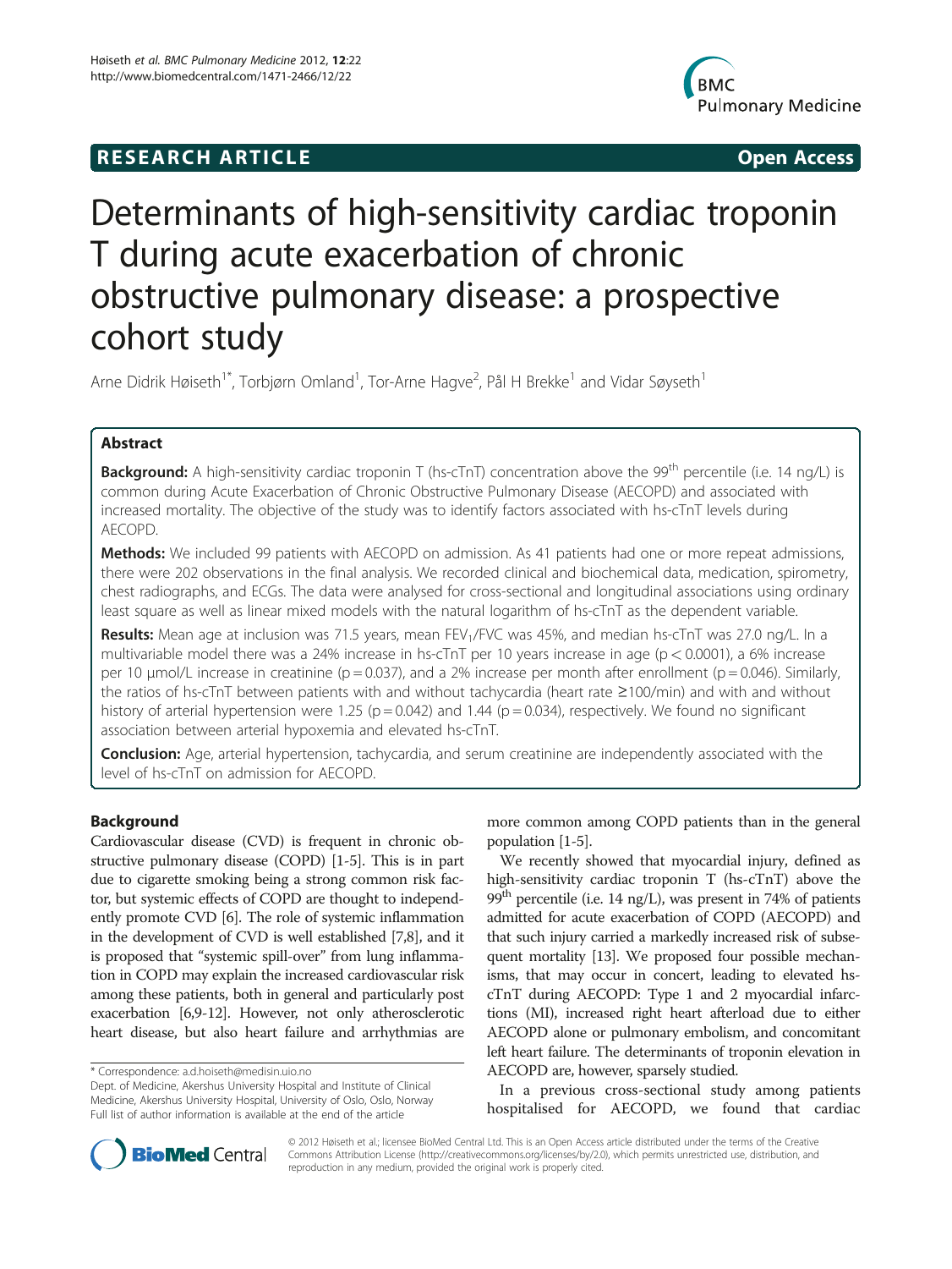**RESEARCH ARTICLE** **Open Access**

# Determinants of high-sensitivity cardiac troponin T during acute exacerbation of chronic obstructive pulmonary disease: a prospective cohort study

Arne Didrik Høiseth[1*], Torbjørn Omland[1], Tor-Arne Hagve[2], Pål H Brekke[1] and Vidar Søyseth[1]

## Abstract

**Background:** A high-sensitivity cardiac troponin T (hs-cTnT) concentration above the 99[th] percentile (i.e. 14 ng/L) is common during Acute Exacerbation of Chronic Obstructive Pulmonary Disease (AECOPD) and associated with increased mortality. The objective of the study was to identify factors associated with hs-cTnT levels during AECOPD.

**Methods:** We included 99 patients with AECOPD on admission. As 41 patients had one or more repeat admissions, there were 202 observations in the final analysis. We recorded clinical and biochemical data, medication, spirometry, chest radiographs, and ECGs. The data were analysed for cross-sectional and longitudinal associations using ordinary least square as well as linear mixed models with the natural logarithm of hs-cTnT as the dependent variable.

**Results:** Mean age at inclusion was 71.5 years, mean $FEV_1$/FVC was 45%, and median hs-cTnT was 27.0 ng/L. In a multivariable model there was a 24% increase in hs-cTnT per 10 years increase in age ($p < 0.0001$), a 6% increase per 10 μmol/L increase in creatinine ($p = 0.037$), and a 2% increase per month after enrollment ($p = 0.046$). Similarly, the ratios of hs-cTnT between patients with and without tachycardia (heart rate ≥100/min) and with and without history of arterial hypertension were 1.25 ($p = 0.042$) and 1.44 ($p = 0.034$), respectively. We found no significant association between arterial hypoxemia and elevated hs-cTnT.

**Conclusion:** Age, arterial hypertension, tachycardia, and serum creatinine are independently associated with the level of hs-cTnT on admission for AECOPD.

## Background

Cardiovascular disease (CVD) is frequent in chronic obstructive pulmonary disease (COPD) [1-5]. This is in part due to cigarette smoking being a strong common risk factor, but systemic effects of COPD are thought to independently promote CVD [6]. The role of systemic inflammation in the development of CVD is well established [7,8], and it is proposed that "systemic spill-over" from lung inflammation in COPD may explain the increased cardiovascular risk among these patients, both in general and particularly post exacerbation [6,9-12]. However, not only atherosclerotic heart disease, but also heart failure and arrhythmias are more common among COPD patients than in the general population [1-5].

We recently showed that myocardial injury, defined as high-sensitivity cardiac troponin T (hs-cTnT) above the 99[th] percentile (i.e. 14 ng/L), was present in 74% of patients admitted for acute exacerbation of COPD (AECOPD) and that such injury carried a markedly increased risk of subsequent mortality [13]. We proposed four possible mechanisms, that may occur in concert, leading to elevated hs-cTnT during AECOPD: Type 1 and 2 myocardial infarctions (MI), increased right heart afterload due to either AECOPD alone or pulmonary embolism, and concomitant left heart failure. The determinants of troponin elevation in AECOPD are, however, sparsely studied.

In a previous cross-sectional study among patients hospitalised for AECOPD, we found that cardiac

\* Correspondence: a.d.hoiseth@medisin.uio.no

Dept. of Medicine, Akershus University Hospital and Institute of Clinical Medicine, Akershus University Hospital, University of Oslo, Oslo, Norway

Full list of author information is available at the end of the article

© 2012 Høiseth et al.; licensee BioMed Central Ltd. This is an Open Access article distributed under the terms of the Creative Commons Attribution License (http://creativecommons.org/licenses/by/2.0), which permits unrestricted use, distribution, and reproduction in any medium, provided the original work is properly cited.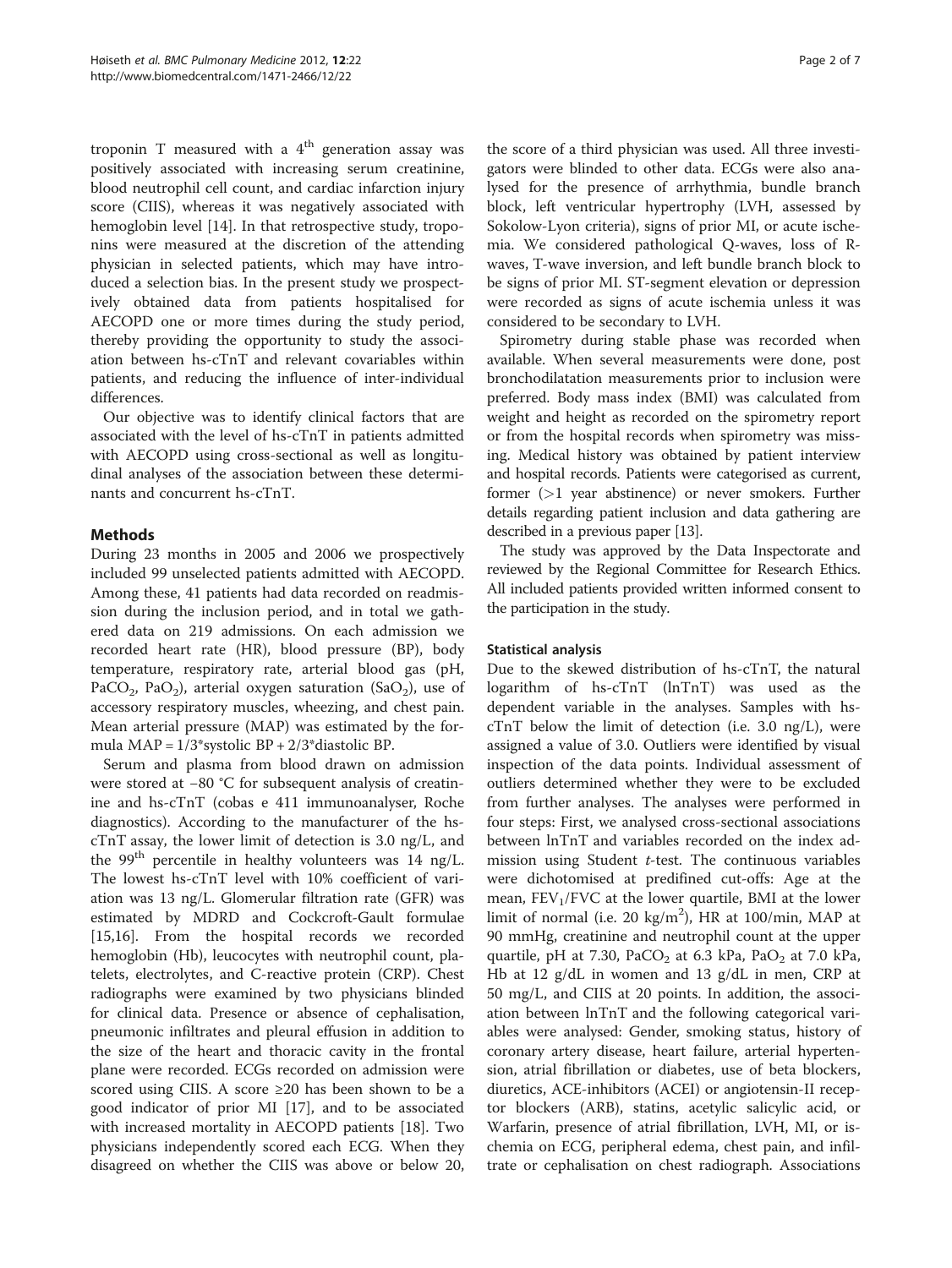troponin T measured with a $4^{th}$ generation assay was positively associated with increasing serum creatinine, blood neutrophil cell count, and cardiac infarction injury score (CIIS), whereas it was negatively associated with hemoglobin level [14]. In that retrospective study, troponins were measured at the discretion of the attending physician in selected patients, which may have introduced a selection bias. In the present study we prospectively obtained data from patients hospitalised for AECOPD one or more times during the study period, thereby providing the opportunity to study the association between hs-cTnT and relevant covariables within patients, and reducing the influence of inter-individual differences.

Our objective was to identify clinical factors that are associated with the level of hs-cTnT in patients admitted with AECOPD using cross-sectional as well as longitudinal analyses of the association between these determinants and concurrent hs-cTnT.

## Methods

During 23 months in 2005 and 2006 we prospectively included 99 unselected patients admitted with AECOPD. Among these, 41 patients had data recorded on readmission during the inclusion period, and in total we gathered data on 219 admissions. On each admission we recorded heart rate (HR), blood pressure (BP), body temperature, respiratory rate, arterial blood gas (pH, $PaCO_2$, $PaO_2$), arterial oxygen saturation ($SaO_2$), use of accessory respiratory muscles, wheezing, and chest pain. Mean arterial pressure (MAP) was estimated by the formula MAP = 1/3*systolic BP + 2/3*diastolic BP.

Serum and plasma from blood drawn on admission were stored at −80 °C for subsequent analysis of creatinine and hs-cTnT (cobas e 411 immunoanalyser, Roche diagnostics). According to the manufacturer of the hs-cTnT assay, the lower limit of detection is 3.0 ng/L, and the $99^{th}$ percentile in healthy volunteers was 14 ng/L. The lowest hs-cTnT level with 10% coefficient of variation was 13 ng/L. Glomerular filtration rate (GFR) was estimated by MDRD and Cockcroft-Gault formulae [15,16]. From the hospital records we recorded hemoglobin (Hb), leucocytes with neutrophil count, platelets, electrolytes, and C-reactive protein (CRP). Chest radiographs were examined by two physicians blinded for clinical data. Presence or absence of cephalisation, pneumonic infiltrates and pleural effusion in addition to the size of the heart and thoracic cavity in the frontal plane were recorded. ECGs recorded on admission were scored using CIIS. A score ≥20 has been shown to be a good indicator of prior MI [17], and to be associated with increased mortality in AECOPD patients [18]. Two physicians independently scored each ECG. When they disagreed on whether the CIIS was above or below 20, the score of a third physician was used. All three investigators were blinded to other data. ECGs were also analysed for the presence of arrhythmia, bundle branch block, left ventricular hypertrophy (LVH, assessed by Sokolow-Lyon criteria), signs of prior MI, or acute ischemia. We considered pathological Q-waves, loss of R-waves, T-wave inversion, and left bundle branch block to be signs of prior MI. ST-segment elevation or depression were recorded as signs of acute ischemia unless it was considered to be secondary to LVH.

Spirometry during stable phase was recorded when available. When several measurements were done, post bronchodilatation measurements prior to inclusion were preferred. Body mass index (BMI) was calculated from weight and height as recorded on the spirometry report or from the hospital records when spirometry was missing. Medical history was obtained by patient interview and hospital records. Patients were categorised as current, former (>1 year abstinence) or never smokers. Further details regarding patient inclusion and data gathering are described in a previous paper [13].

The study was approved by the Data Inspectorate and reviewed by the Regional Committee for Research Ethics. All included patients provided written informed consent to the participation in the study.

### Statistical analysis

Due to the skewed distribution of hs-cTnT, the natural logarithm of hs-cTnT (lnTnT) was used as the dependent variable in the analyses. Samples with hs-cTnT below the limit of detection (i.e. 3.0 ng/L), were assigned a value of 3.0. Outliers were identified by visual inspection of the data points. Individual assessment of outliers determined whether they were to be excluded from further analyses. The analyses were performed in four steps: First, we analysed cross-sectional associations between lnTnT and variables recorded on the index admission using Student *t*-test. The continuous variables were dichotomised at predifined cut-offs: Age at the mean, $FEV_1/FVC$ at the lower quartile, BMI at the lower limit of normal (i.e. 20 kg/$m^2$), HR at 100/min, MAP at 90 mmHg, creatinine and neutrophil count at the upper quartile, pH at 7.30, $PaCO_2$ at 6.3 kPa, $PaO_2$ at 7.0 kPa, Hb at 12 g/dL in women and 13 g/dL in men, CRP at 50 mg/L, and CIIS at 20 points. In addition, the association between lnTnT and the following categorical variables were analysed: Gender, smoking status, history of coronary artery disease, heart failure, arterial hypertension, atrial fibrillation or diabetes, use of beta blockers, diuretics, ACE-inhibitors (ACEI) or angiotensin-II receptor blockers (ARB), statins, acetylic salicylic acid, or Warfarin, presence of atrial fibrillation, LVH, MI, or ischemia on ECG, peripheral edema, chest pain, and infiltrate or cephalisation on chest radiograph. Associations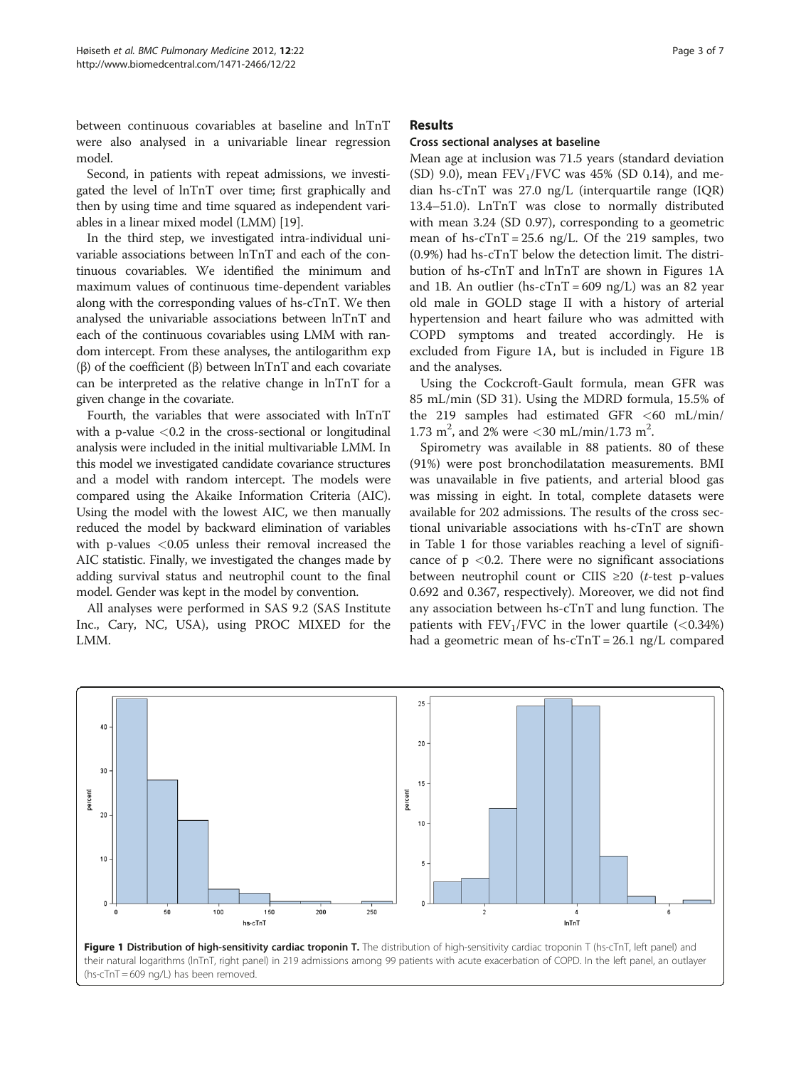between continuous covariables at baseline and lnTnT were also analysed in a univariable linear regression model.

Second, in patients with repeat admissions, we investigated the level of lnTnT over time; first graphically and then by using time and time squared as independent variables in a linear mixed model (LMM) [19].

In the third step, we investigated intra-individual univariable associations between lnTnT and each of the continuous covariables. We identified the minimum and maximum values of continuous time-dependent variables along with the corresponding values of hs-cTnT. We then analysed the univariable associations between lnTnT and each of the continuous covariables using LMM with random intercept. From these analyses, the antilogarithm exp (β) of the coefficient (β) between lnTnT and each covariate can be interpreted as the relative change in lnTnT for a given change in the covariate.

Fourth, the variables that were associated with lnTnT with a p-value $<0.2$ in the cross-sectional or longitudinal analysis were included in the initial multivariable LMM. In this model we investigated candidate covariance structures and a model with random intercept. The models were compared using the Akaike Information Criteria (AIC). Using the model with the lowest AIC, we then manually reduced the model by backward elimination of variables with p-values $<0.05$ unless their removal increased the AIC statistic. Finally, we investigated the changes made by adding survival status and neutrophil count to the final model. Gender was kept in the model by convention.

All analyses were performed in SAS 9.2 (SAS Institute Inc., Cary, NC, USA), using PROC MIXED for the LMM.

## Results

### Cross sectional analyses at baseline

Mean age at inclusion was 71.5 years (standard deviation (SD) 9.0), mean $FEV_1/FVC$ was 45% (SD 0.14), and median hs-cTnT was 27.0 ng/L (interquartile range (IQR) 13.4–51.0). LnTnT was close to normally distributed with mean 3.24 (SD 0.97), corresponding to a geometric mean of hs-cTnT = 25.6 ng/L. Of the 219 samples, two (0.9%) had hs-cTnT below the detection limit. The distribution of hs-cTnT and lnTnT are shown in Figures 1A and 1B. An outlier (hs-cTnT = 609 ng/L) was an 82 year old male in GOLD stage II with a history of arterial hypertension and heart failure who was admitted with COPD symptoms and treated accordingly. He is excluded from Figure 1A, but is included in Figure 1B and the analyses.

Using the Cockcroft-Gault formula, mean GFR was 85 mL/min (SD 31). Using the MDRD formula, 15.5% of the 219 samples had estimated GFR $<60$ mL/min/1.73 $m^2$, and 2% were $<30$ mL/min/1.73 $m^2$.

Spirometry was available in 88 patients. 80 of these (91%) were post bronchodilatation measurements. BMI was unavailable in five patients, and arterial blood gas was missing in eight. In total, complete datasets were available for 202 admissions. The results of the cross sectional univariable associations with hs-cTnT are shown in Table 1 for those variables reaching a level of significance of $p < 0.2$. There were no significant associations between neutrophil count or CIIS ≥20 (*t*-test p-values 0.692 and 0.367, respectively). Moreover, we did not find any association between hs-cTnT and lung function. The patients with $FEV_1/FVC$ in the lower quartile ($<0.34\%$) had a geometric mean of hs-cTnT = 26.1 ng/L compared

**Figure 1 Distribution of high-sensitivity cardiac troponin T.** The distribution of high-sensitivity cardiac troponin T (hs-cTnT, left panel) and their natural logarithms (lnTnT, right panel) in 219 admissions among 99 patients with acute exacerbation of COPD. In the left panel, an outlayer (hs-cTnT = 609 ng/L) has been removed.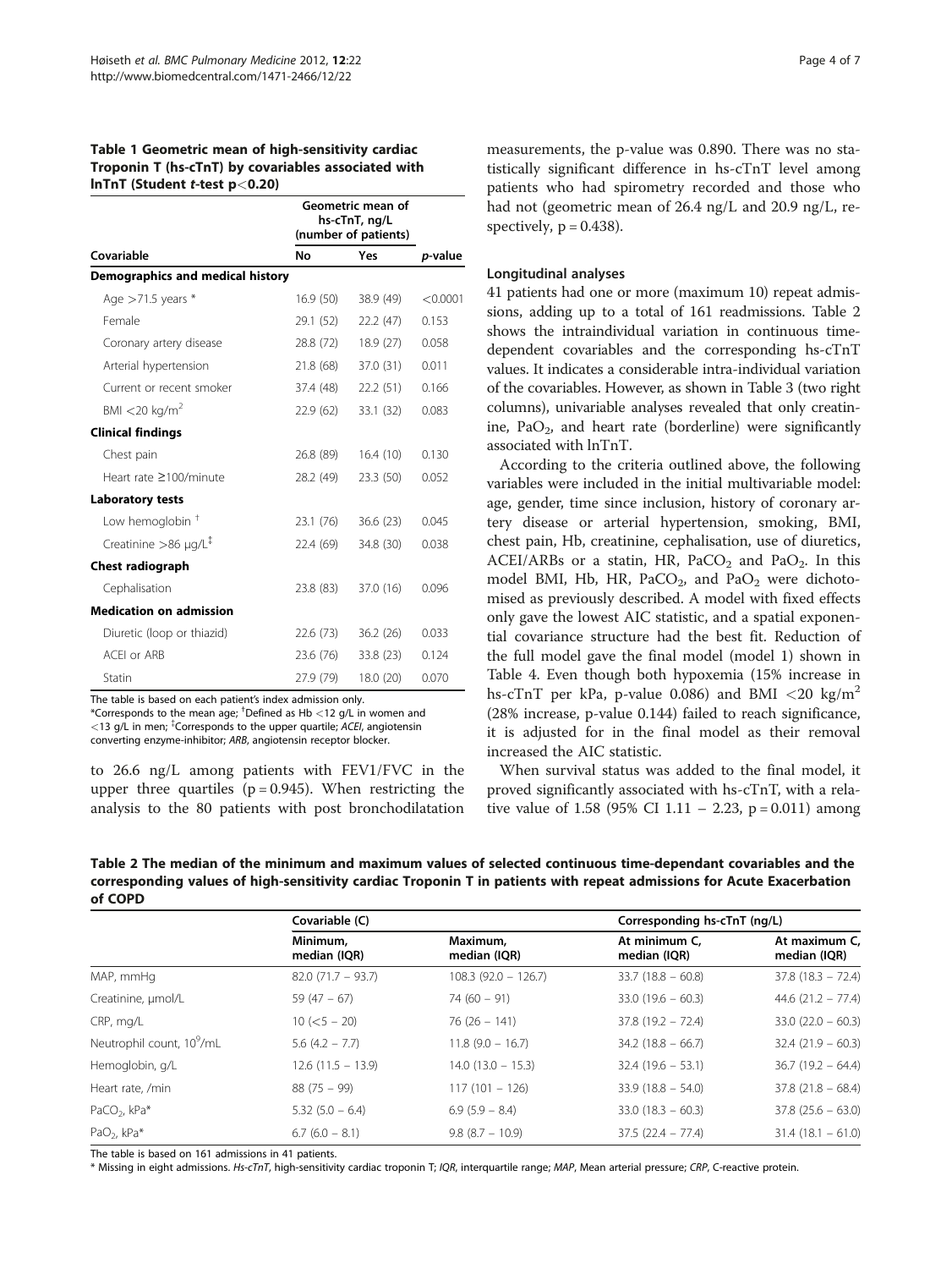**Table 1 Geometric mean of high-sensitivity cardiac Troponin T (hs-cTnT) by covariables associated with lnTnT (Student *t*-test p<0.20)**

| Covariable | Geometric mean of hs-cTnT, ng/L (number of patients) | | |
|---|---|---|---|
| | No | Yes | *p*-value |
| **Demographics and medical history** | | | |
| Age >71.5 years * | 16.9 (50) | 38.9 (49) | <0.0001 |
| Female | 29.1 (52) | 22.2 (47) | 0.153 |
| Coronary artery disease | 28.8 (72) | 18.9 (27) | 0.058 |
| Arterial hypertension | 21.8 (68) | 37.0 (31) | 0.011 |
| Current or recent smoker | 37.4 (48) | 22.2 (51) | 0.166 |
| BMI <20 kg/m$^2$ | 22.9 (62) | 33.1 (32) | 0.083 |
| **Clinical findings** | | | |
| Chest pain | 26.8 (89) | 16.4 (10) | 0.130 |
| Heart rate ≥100/minute | 28.2 (49) | 23.3 (50) | 0.052 |
| **Laboratory tests** | | | |
| Low hemoglobin † | 23.1 (76) | 36.6 (23) | 0.045 |
| Creatinine >86 μg/L ‡ | 22.4 (69) | 34.8 (30) | 0.038 |
| **Chest radiograph** | | | |
| Cephalisation | 23.8 (83) | 37.0 (16) | 0.096 |
| **Medication on admission** | | | |
| Diuretic (loop or thiazid) | 22.6 (73) | 36.2 (26) | 0.033 |
| ACEI or ARB | 23.6 (76) | 33.8 (23) | 0.124 |
| Statin | 27.9 (79) | 18.0 (20) | 0.070 |

The table is based on each patient's index admission only.
*Corresponds to the mean age; †Defined as Hb <12 g/L in women and <13 g/L in men; ‡Corresponds to the upper quartile; *ACEI*, angiotensin converting enzyme-inhibitor; *ARB*, angiotensin receptor blocker.

to 26.6 ng/L among patients with FEV1/FVC in the upper three quartiles (p = 0.945). When restricting the analysis to the 80 patients with post bronchodilatation measurements, the p-value was 0.890. There was no statistically significant difference in hs-cTnT level among patients who had spirometry recorded and those who had not (geometric mean of 26.4 ng/L and 20.9 ng/L, respectively, p = 0.438).

### Longitudinal analyses

41 patients had one or more (maximum 10) repeat admissions, adding up to a total of 161 readmissions. Table 2 shows the intraindividual variation in continuous time-dependent covariables and the corresponding hs-cTnT values. It indicates a considerable intra-individual variation of the covariables. However, as shown in Table 3 (two right columns), univariable analyses revealed that only creatinine, $PaO_2$, and heart rate (borderline) were significantly associated with lnTnT.

According to the criteria outlined above, the following variables were included in the initial multivariable model: age, gender, time since inclusion, history of coronary artery disease or arterial hypertension, smoking, BMI, chest pain, Hb, creatinine, cephalisation, use of diuretics, ACEI/ARBs or a statin, HR, $PaCO_2$ and $PaO_2$. In this model BMI, Hb, HR, $PaCO_2$, and $PaO_2$ were dichotomised as previously described. A model with fixed effects only gave the lowest AIC statistic, and a spatial exponential covariance structure had the best fit. Reduction of the full model gave the final model (model 1) shown in Table 4. Even though both hypoxemia (15% increase in hs-cTnT per kPa, p-value 0.086) and BMI <20 kg/m$^2$ (28% increase, p-value 0.144) failed to reach significance, it is adjusted for in the final model as their removal increased the AIC statistic.

When survival status was added to the final model, it proved significantly associated with hs-cTnT, with a relative value of 1.58 (95% CI 1.11 – 2.23, p = 0.011) among

**Table 2 The median of the minimum and maximum values of selected continuous time-dependant covariables and the corresponding values of high-sensitivity cardiac Troponin T in patients with repeat admissions for Acute Exacerbation of COPD**

| | Covariable (C) | | Corresponding hs-cTnT (ng/L) | |
|---|---|---|---|---|
| | Minimum, median (IQR) | Maximum, median (IQR) | At minimum C, median (IQR) | At maximum C, median (IQR) |
| MAP, mmHg | 82.0 (71.7 – 93.7) | 108.3 (92.0 – 126.7) | 33.7 (18.8 – 60.8) | 37.8 (18.3 – 72.4) |
| Creatinine, μmol/L | 59 (47 – 67) | 74 (60 – 91) | 33.0 (19.6 – 60.3) | 44.6 (21.2 – 77.4) |
| CRP, mg/L | 10 (<5 – 20) | 76 (26 – 141) | 37.8 (19.2 – 72.4) | 33.0 (22.0 – 60.3) |
| Neutrophil count, $10^9$/mL | 5.6 (4.2 – 7.7) | 11.8 (9.0 – 16.7) | 34.2 (18.8 – 66.7) | 32.4 (21.9 – 60.3) |
| Hemoglobin, g/L | 12.6 (11.5 – 13.9) | 14.0 (13.0 – 15.3) | 32.4 (19.6 – 53.1) | 36.7 (19.2 – 64.4) |
| Heart rate, /min | 88 (75 – 99) | 117 (101 – 126) | 33.9 (18.8 – 54.0) | 37.8 (21.8 – 68.4) |
| $PaCO_2$, kPa* | 5.32 (5.0 – 6.4) | 6.9 (5.9 – 8.4) | 33.0 (18.3 – 60.3) | 37.8 (25.6 – 63.0) |
| $PaO_2$, kPa* | 6.7 (6.0 – 8.1) | 9.8 (8.7 – 10.9) | 37.5 (22.4 – 77.4) | 31.4 (18.1 – 61.0) |

The table is based on 161 admissions in 41 patients.
* Missing in eight admissions. *Hs-cTnT*, high-sensitivity cardiac troponin T; *IQR*, interquartile range; *MAP*, Mean arterial pressure; *CRP*, C-reactive protein.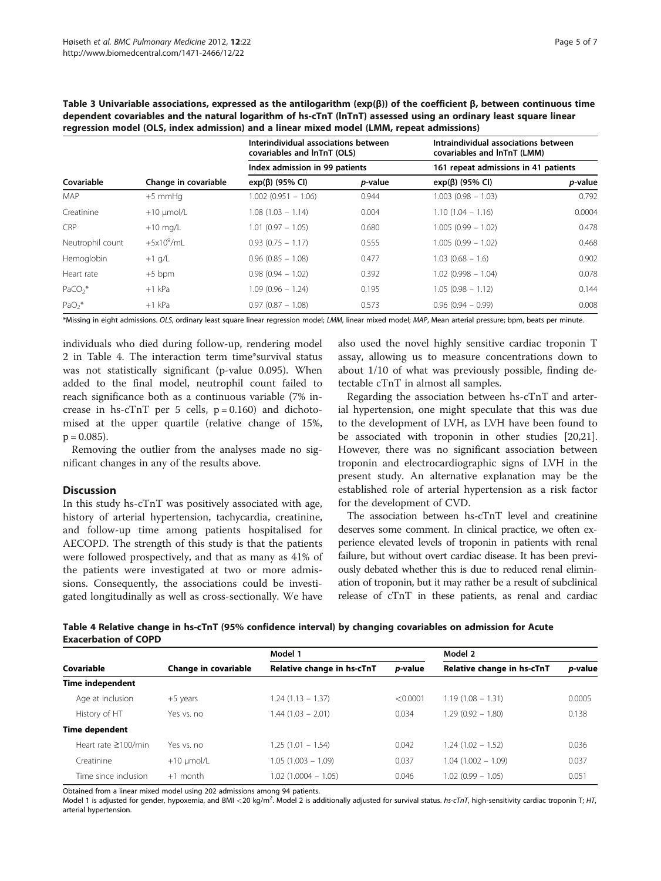**Table 3 Univariable associations, expressed as the antilogarithm (exp(β)) of the coefficient β, between continuous time dependent covariables and the natural logarithm of hs-cTnT (lnTnT) assessed using an ordinary least square linear regression model (OLS, index admission) and a linear mixed model (LMM, repeat admissions)**

| | | Interindividual associations between covariables and lnTnT (OLS) | | Intraindividual associations between covariables and lnTnT (LMM) | |
|---|---|---|---|---|---|
| | | Index admission in 99 patients | | 161 repeat admissions in 41 patients | |
| Covariable | Change in covariable | exp(β) (95% CI) | *p*-value | exp(β) (95% CI) | *p*-value |
| MAP | +5 mmHg | 1.002 (0.951 – 1.06) | 0.944 | 1.003 (0.98 – 1.03) | 0.792 |
| Creatinine | +10 μmol/L | 1.08 (1.03 – 1.14) | 0.004 | 1.10 (1.04 – 1.16) | 0.0004 |
| CRP | +10 mg/L | 1.01 (0.97 – 1.05) | 0.680 | 1.005 (0.99 – 1.02) | 0.478 |
| Neutrophil count | $+5x10^9$/mL | 0.93 (0.75 – 1.17) | 0.555 | 1.005 (0.99 – 1.02) | 0.468 |
| Hemoglobin | +1 g/L | 0.96 (0.85 – 1.08) | 0.477 | 1.03 (0.68 – 1.6) | 0.902 |
| Heart rate | +5 bpm | 0.98 (0.94 – 1.02) | 0.392 | 1.02 (0.998 – 1.04) | 0.078 |
| $PaCO_2$* | +1 kPa | 1.09 (0.96 – 1.24) | 0.195 | 1.05 (0.98 – 1.12) | 0.144 |
| $PaO_2$* | +1 kPa | 0.97 (0.87 – 1.08) | 0.573 | 0.96 (0.94 – 0.99) | 0.008 |

*Missing in eight admissions. *OLS*, ordinary least square linear regression model; *LMM*, linear mixed model; *MAP*, Mean arterial pressure; bpm, beats per minute.

individuals who died during follow-up, rendering model 2 in Table 4. The interaction term time*survival status was not statistically significant (p-value 0.095). When added to the final model, neutrophil count failed to reach significance both as a continuous variable (7% increase in hs-cTnT per 5 cells, p = 0.160) and dichotomised at the upper quartile (relative change of 15%, p = 0.085).

Removing the outlier from the analyses made no significant changes in any of the results above.

## Discussion

In this study hs-cTnT was positively associated with age, history of arterial hypertension, tachycardia, creatinine, and follow-up time among patients hospitalised for AECOPD. The strength of this study is that the patients were followed prospectively, and that as many as 41% of the patients were investigated at two or more admissions. Consequently, the associations could be investigated longitudinally as well as cross-sectionally. We have also used the novel highly sensitive cardiac troponin T assay, allowing us to measure concentrations down to about 1/10 of what was previously possible, finding detectable cTnT in almost all samples.

Regarding the association between hs-cTnT and arterial hypertension, one might speculate that this was due to the development of LVH, as LVH have been found to be associated with troponin in other studies [20,21]. However, there was no significant association between troponin and electrocardiographic signs of LVH in the present study. An alternative explanation may be the established role of arterial hypertension as a risk factor for the development of CVD.

The association between hs-cTnT level and creatinine deserves some comment. In clinical practice, we often experience elevated levels of troponin in patients with renal failure, but without overt cardiac disease. It has been previously debated whether this is due to reduced renal elimination of troponin, but it may rather be a result of subclinical release of cTnT in these patients, as renal and cardiac

**Table 4 Relative change in hs-cTnT (95% confidence interval) by changing covariables on admission for Acute Exacerbation of COPD**

| | | Model 1 | | Model 2 | |
|---|---|---|---|---|---|
| Covariable | Change in covariable | Relative change in hs-cTnT | *p*-value | Relative change in hs-cTnT | *p*-value |
| **Time independent** | | | | | |
| Age at inclusion | +5 years | 1.24 (1.13 – 1.37) | <0.0001 | 1.19 (1.08 – 1.31) | 0.0005 |
| History of HT | Yes vs. no | 1.44 (1.03 – 2.01) | 0.034 | 1.29 (0.92 – 1.80) | 0.138 |
| **Time dependent** | | | | | |
| Heart rate ≥100/min | Yes vs. no | 1.25 (1.01 – 1.54) | 0.042 | 1.24 (1.02 – 1.52) | 0.036 |
| Creatinine | +10 μmol/L | 1.05 (1.003 – 1.09) | 0.037 | 1.04 (1.002 – 1.09) | 0.037 |
| Time since inclusion | +1 month | 1.02 (1.0004 – 1.05) | 0.046 | 1.02 (0.99 – 1.05) | 0.051 |

Obtained from a linear mixed model using 202 admissions among 94 patients.
Model 1 is adjusted for gender, hypoxemia, and BMI <20 kg/m$^2$. Model 2 is additionally adjusted for survival status. *hs-cTnT*, high-sensitivity cardiac troponin T; *HT*, arterial hypertension.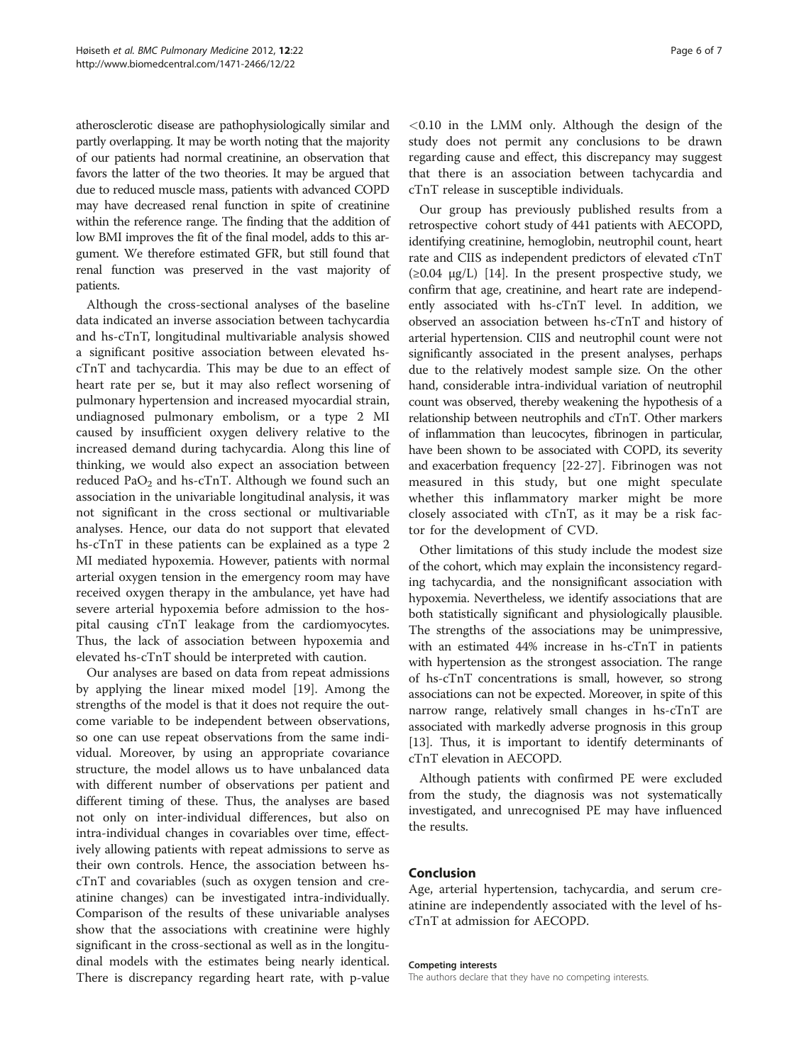atherosclerotic disease are pathophysiologically similar and partly overlapping. It may be worth noting that the majority of our patients had normal creatinine, an observation that favors the latter of the two theories. It may be argued that due to reduced muscle mass, patients with advanced COPD may have decreased renal function in spite of creatinine within the reference range. The finding that the addition of low BMI improves the fit of the final model, adds to this argument. We therefore estimated GFR, but still found that renal function was preserved in the vast majority of patients.

Although the cross-sectional analyses of the baseline data indicated an inverse association between tachycardia and hs-cTnT, longitudinal multivariable analysis showed a significant positive association between elevated hs-cTnT and tachycardia. This may be due to an effect of heart rate per se, but it may also reflect worsening of pulmonary hypertension and increased myocardial strain, undiagnosed pulmonary embolism, or a type 2 MI caused by insufficient oxygen delivery relative to the increased demand during tachycardia. Along this line of thinking, we would also expect an association between reduced $PaO_2$ and hs-cTnT. Although we found such an association in the univariable longitudinal analysis, it was not significant in the cross sectional or multivariable analyses. Hence, our data do not support that elevated hs-cTnT in these patients can be explained as a type 2 MI mediated hypoxemia. However, patients with normal arterial oxygen tension in the emergency room may have received oxygen therapy in the ambulance, yet have had severe arterial hypoxemia before admission to the hospital causing cTnT leakage from the cardiomyocytes. Thus, the lack of association between hypoxemia and elevated hs-cTnT should be interpreted with caution.

Our analyses are based on data from repeat admissions by applying the linear mixed model [19]. Among the strengths of the model is that it does not require the outcome variable to be independent between observations, so one can use repeat observations from the same individual. Moreover, by using an appropriate covariance structure, the model allows us to have unbalanced data with different number of observations per patient and different timing of these. Thus, the analyses are based not only on inter-individual differences, but also on intra-individual changes in covariables over time, effectively allowing patients with repeat admissions to serve as their own controls. Hence, the association between hs-cTnT and covariables (such as oxygen tension and creatinine changes) can be investigated intra-individually. Comparison of the results of these univariable analyses show that the associations with creatinine were highly significant in the cross-sectional as well as in the longitudinal models with the estimates being nearly identical. There is discrepancy regarding heart rate, with p-value $<0.10$ in the LMM only. Although the design of the study does not permit any conclusions to be drawn regarding cause and effect, this discrepancy may suggest that there is an association between tachycardia and cTnT release in susceptible individuals.

Our group has previously published results from a retrospective cohort study of 441 patients with AECOPD, identifying creatinine, hemoglobin, neutrophil count, heart rate and CIIS as independent predictors of elevated cTnT ($\geq 0.04$ μg/L) [14]. In the present prospective study, we confirm that age, creatinine, and heart rate are independently associated with hs-cTnT level. In addition, we observed an association between hs-cTnT and history of arterial hypertension. CIIS and neutrophil count were not significantly associated in the present analyses, perhaps due to the relatively modest sample size. On the other hand, considerable intra-individual variation of neutrophil count was observed, thereby weakening the hypothesis of a relationship between neutrophils and cTnT. Other markers of inflammation than leucocytes, fibrinogen in particular, have been shown to be associated with COPD, its severity and exacerbation frequency [22-27]. Fibrinogen was not measured in this study, but one might speculate whether this inflammatory marker might be more closely associated with cTnT, as it may be a risk factor for the development of CVD.

Other limitations of this study include the modest size of the cohort, which may explain the inconsistency regarding tachycardia, and the nonsignificant association with hypoxemia. Nevertheless, we identify associations that are both statistically significant and physiologically plausible. The strengths of the associations may be unimpressive, with an estimated 44% increase in hs-cTnT in patients with hypertension as the strongest association. The range of hs-cTnT concentrations is small, however, so strong associations can not be expected. Moreover, in spite of this narrow range, relatively small changes in hs-cTnT are associated with markedly adverse prognosis in this group [13]. Thus, it is important to identify determinants of cTnT elevation in AECOPD.

Although patients with confirmed PE were excluded from the study, the diagnosis was not systematically investigated, and unrecognised PE may have influenced the results.

## Conclusion

Age, arterial hypertension, tachycardia, and serum creatinine are independently associated with the level of hs-cTnT at admission for AECOPD.

#### Competing interests

The authors declare that they have no competing interests.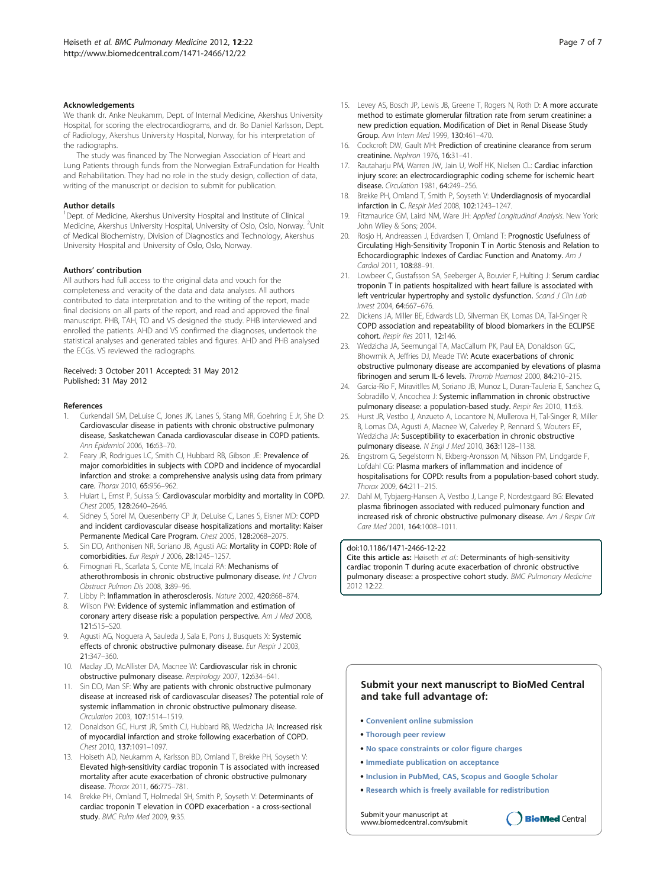#### Acknowledgements

We thank dr. Anke Neukamm, Dept. of Internal Medicine, Akershus University Hospital, for scoring the electrocardiograms, and dr. Bo Daniel Karlsson, Dept. of Radiology, Akershus University Hospital, Norway, for his interpretation of the radiographs.

The study was financed by The Norwegian Association of Heart and Lung Patients through funds from the Norwegian ExtraFundation for Health and Rehabilitation. They had no role in the study design, collection of data, writing of the manuscript or decision to submit for publication.

#### Author details

[1]Dept. of Medicine, Akershus University Hospital and Institute of Clinical Medicine, Akershus University Hospital, University of Oslo, Oslo, Norway. [2]Unit of Medical Biochemistry, Division of Diagnostics and Technology, Akershus University Hospital and University of Oslo, Oslo, Norway.

#### Authors' contribution

All authors had full access to the original data and vouch for the completeness and veracity of the data and data analyses. All authors contributed to data interpretation and to the writing of the report, made final decisions on all parts of the report, and read and approved the final manuscript. PHB, TAH, TO and VS designed the study. PHB interviewed and enrolled the patients. AHD and VS confirmed the diagnoses, undertook the statistical analyses and generated tables and figures. AHD and PHB analysed the ECGs. VS reviewed the radiographs.

Received: 3 October 2011 Accepted: 31 May 2012
Published: 31 May 2012

#### References

1. Curkendall SM, DeLuise C, Jones JK, Lanes S, Stang MR, Goehring E Jr, She D: **Cardiovascular disease in patients with chronic obstructive pulmonary disease, Saskatchewan Canada cardiovascular disease in COPD patients.** *Ann Epidemiol* 2006, **16**:63–70.
2. Feary JR, Rodrigues LC, Smith CJ, Hubbard RB, Gibson JE: **Prevalence of major comorbidities in subjects with COPD and incidence of myocardial infarction and stroke: a comprehensive analysis using data from primary care.** *Thorax* 2010, **65**:956–962.
3. Huiart L, Ernst P, Suissa S: **Cardiovascular morbidity and mortality in COPD.** *Chest* 2005, **128**:2640–2646.
4. Sidney S, Sorel M, Quesenberry CP Jr, DeLuise C, Lanes S, Eisner MD: **COPD and incident cardiovascular disease hospitalizations and mortality: Kaiser Permanente Medical Care Program.** *Chest* 2005, **128**:2068–2075.
5. Sin DD, Anthonisen NR, Soriano JB, Agusti AG: **Mortality in COPD: Role of comorbidities.** *Eur Respir J* 2006, **28**:1245–1257.
6. Fimognari FL, Scarlata S, Conte ME, Incalzi RA: **Mechanisms of atherothrombosis in chronic obstructive pulmonary disease.** *Int J Chron Obstruct Pulmon Dis* 2008, **3**:89–96.
7. Libby P: **Inflammation in atherosclerosis.** *Nature* 2002, **420**:868–874.
8. Wilson PW: **Evidence of systemic inflammation and estimation of coronary artery disease risk: a population perspective.** *Am J Med* 2008, **121**:S15–S20.
9. Agusti AG, Noguera A, Sauleda J, Sala E, Pons J, Busquets X: **Systemic effects of chronic obstructive pulmonary disease.** *Eur Respir J* 2003, **21**:347–360.
10. Maclay JD, McAllister DA, Macnee W: **Cardiovascular risk in chronic obstructive pulmonary disease.** *Respirology* 2007, **12**:634–641.
11. Sin DD, Man SF: **Why are patients with chronic obstructive pulmonary disease at increased risk of cardiovascular diseases? The potential role of systemic inflammation in chronic obstructive pulmonary disease.** *Circulation* 2003, **107**:1514–1519.
12. Donaldson GC, Hurst JR, Smith CJ, Hubbard RB, Wedzicha JA: **Increased risk of myocardial infarction and stroke following exacerbation of COPD.** *Chest* 2010, **137**:1091–1097.
13. Hoiseth AD, Neukamm A, Karlsson BD, Omland T, Brekke PH, Soyseth V: **Elevated high-sensitivity cardiac troponin T is associated with increased mortality after acute exacerbation of chronic obstructive pulmonary disease.** *Thorax* 2011, **66**:775–781.
14. Brekke PH, Omland T, Holmedal SH, Smith P, Soyseth V: **Determinants of cardiac troponin T elevation in COPD exacerbation - a cross-sectional study.** *BMC Pulm Med* 2009, **9**:35.
15. Levey AS, Bosch JP, Lewis JB, Greene T, Rogers N, Roth D: **A more accurate method to estimate glomerular filtration rate from serum creatinine: a new prediction equation. Modification of Diet in Renal Disease Study Group.** *Ann Intern Med* 1999, **130**:461–470.
16. Cockcroft DW, Gault MH: **Prediction of creatinine clearance from serum creatinine.** *Nephron* 1976, **16**:31–41.
17. Rautaharju PM, Warren JW, Jain U, Wolf HK, Nielsen CL: **Cardiac infarction injury score: an electrocardiographic coding scheme for ischemic heart disease.** *Circulation* 1981, **64**:249–256.
18. Brekke PH, Omland T, Smith P, Soyseth V: **Underdiagnosis of myocardial infarction in C.** *Respir Med* 2008, **102**:1243–1247.
19. Fitzmaurice GM, Laird NM, Ware JH: *Applied Longitudinal Analysis.* New York: John Wiley & Sons; 2004.
20. Rosjo H, Andreassen J, Edvardsen T, Omland T: **Prognostic Usefulness of Circulating High-Sensitivity Troponin T in Aortic Stenosis and Relation to Echocardiographic Indexes of Cardiac Function and Anatomy.** *Am J Cardiol* 2011, **108**:88–91.
21. Lowbeer C, Gustafsson SA, Seeberger A, Bouvier F, Hulting J: **Serum cardiac troponin T in patients hospitalized with heart failure is associated with left ventricular hypertrophy and systolic dysfunction.** *Scand J Clin Lab Invest* 2004, **64**:667–676.
22. Dickens JA, Miller BE, Edwards LD, Silverman EK, Lomas DA, Tal-Singer R: **COPD association and repeatability of blood biomarkers in the ECLIPSE cohort.** *Respir Res* 2011, **12**:146.
23. Wedzicha JA, Seemungal TA, MacCallum PK, Paul EA, Donaldson GC, Bhowmik A, Jeffries DJ, Meade TW: **Acute exacerbations of chronic obstructive pulmonary disease are accompanied by elevations of plasma fibrinogen and serum IL-6 levels.** *Thromb Haemost* 2000, **84**:210–215.
24. Garcia-Rio F, Miravitlles M, Soriano JB, Munoz L, Duran-Tauleria E, Sanchez G, Sobradillo V, Ancochea J: **Systemic inflammation in chronic obstructive pulmonary disease: a population-based study.** *Respir Res* 2010, **11**:63.
25. Hurst JR, Vestbo J, Anzueto A, Locantore N, Mullerova H, Tal-Singer R, Miller B, Lomas DA, Agusti A, Macnee W, Calverley P, Rennard S, Wouters EF, Wedzicha JA: **Susceptibility to exacerbation in chronic obstructive pulmonary disease.** *N Engl J Med* 2010, **363**:1128–1138.
26. Engstrom G, Segelstorm N, Ekberg-Aronsson M, Nilsson PM, Lindgarde F, Lofdahl CG: **Plasma markers of inflammation and incidence of hospitalisations for COPD: results from a population-based cohort study.** *Thorax* 2009, **64**:211–215.
27. Dahl M, Tybjaerg-Hansen A, Vestbo J, Lange P, Nordestgaard BG: **Elevated plasma fibrinogen associated with reduced pulmonary function and increased risk of chronic obstructive pulmonary disease.** *Am J Respir Crit Care Med* 2001, **164**:1008–1011.

doi:10.1186/1471-2466-12-22
**Cite this article as:** Høiseth et al.: Determinants of high-sensitivity cardiac troponin T during acute exacerbation of chronic obstructive pulmonary disease: a prospective cohort study. *BMC Pulmonary Medicine* 2012 **12**:22.

**Submit your next manuscript to BioMed Central and take full advantage of:**

- **Convenient online submission**
- **Thorough peer review**
- **No space constraints or color figure charges**
- **Immediate publication on acceptance**
- **Inclusion in PubMed, CAS, Scopus and Google Scholar**
- **Research which is freely available for redistribution**

Submit your manuscript at
www.biomedcentral.com/submit

BioMed Central